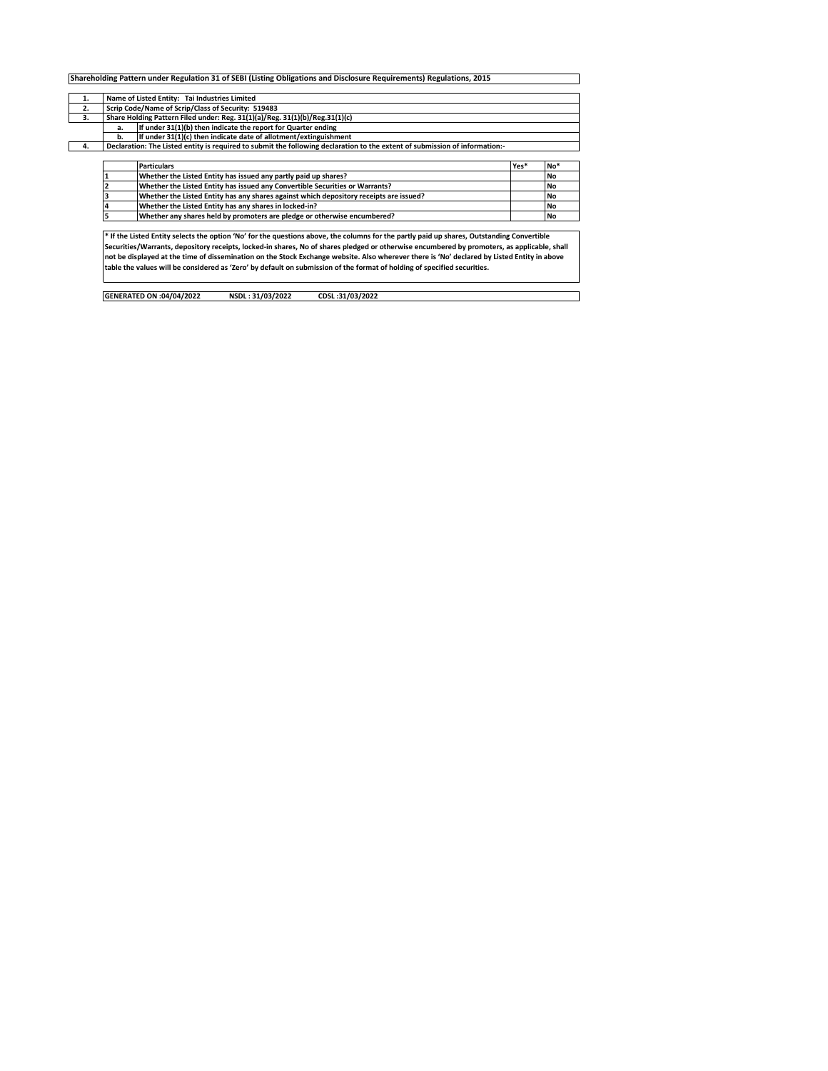# Shareholding Pattern under Regulation 31 of SEBI (Listing Obligations and Disclosure Requirements) Regulations, 2015

| | | |
|---|---|---|
| 1. | Name of Listed Entity: Tai Industries Limited | |
| 2. | Scrip Code/Name of Scrip/Class of Security: 519483 | |
| 3. | Share Holding Pattern Filed under: Reg. 31(1)(a)/Reg. 31(1)(b)/Reg.31(1)(c) | |
| | a. | If under 31(1)(b) then indicate the report for Quarter ending |
| | b. | If under 31(1)(c) then indicate date of allotment/extinguishment |
| 4. | Declaration: The Listed entity is required to submit the following declaration to the extent of submission of information:- | |

| | Particulars | Yes* | No* |
|---|---|---|---|
| 1 | Whether the Listed Entity has issued any partly paid up shares? | | No |
| 2 | Whether the Listed Entity has issued any Convertible Securities or Warrants? | | No |
| 3 | Whether the Listed Entity has any shares against which depository receipts are issued? | | No |
| 4 | Whether the Listed Entity has any shares in locked-in? | | No |
| 5 | Whether any shares held by promoters are pledge or otherwise encumbered? | | No |

**\* If the Listed Entity selects the option 'No' for the questions above, the columns for the partly paid up shares, Outstanding Convertible Securities/Warrants, depository receipts, locked-in shares, No of shares pledged or otherwise encumbered by promoters, as applicable, shall not be displayed at the time of dissemination on the Stock Exchange website. Also wherever there is 'No' declared by Listed Entity in above table the values will be considered as 'Zero' by default on submission of the format of holding of specified securities.**

**GENERATED ON :04/04/2022 NSDL : 31/03/2022 CDSL :31/03/2022**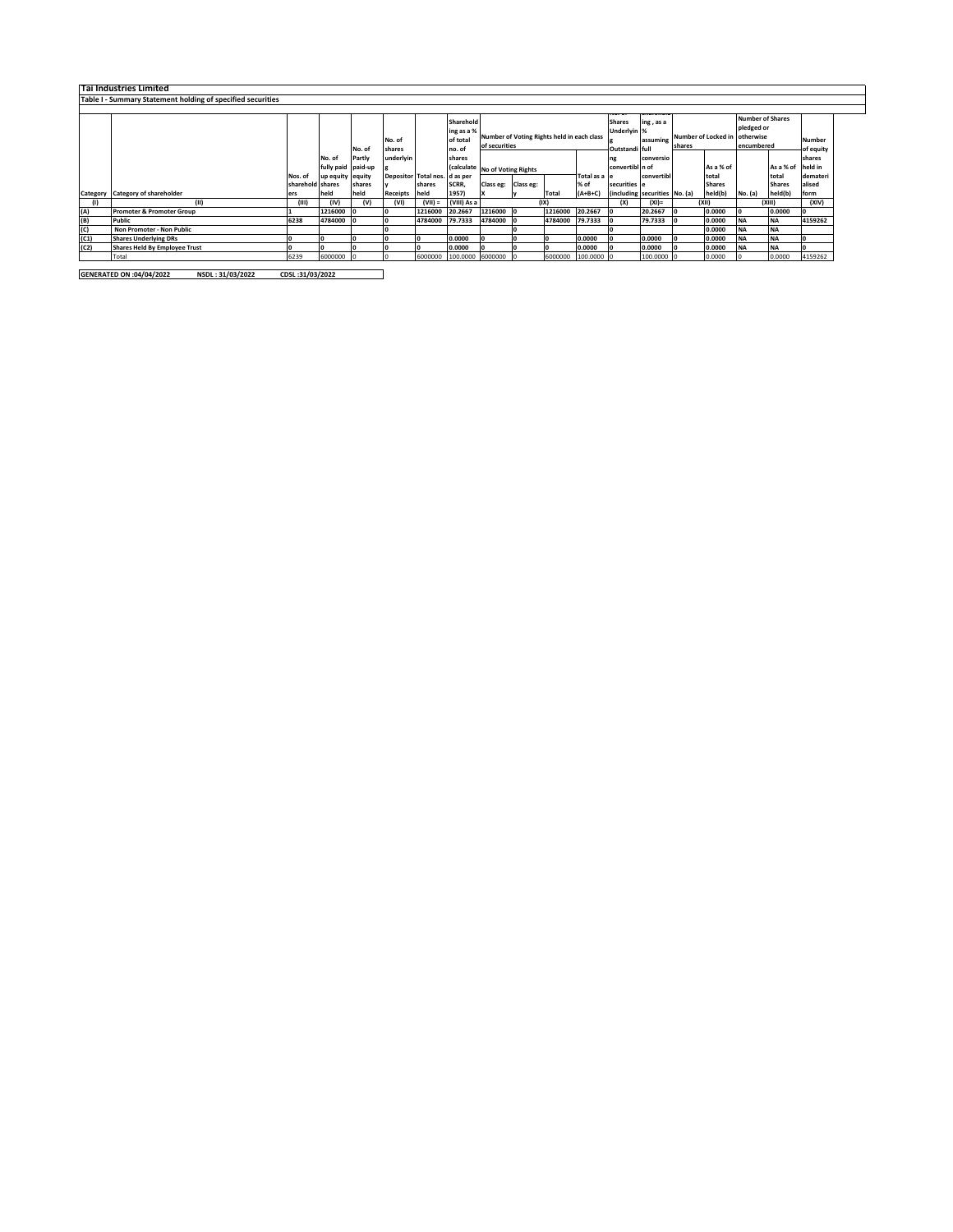**Tai Industries Limited**

**Table I - Summary Statement holding of specified securities**

| Category | Category of shareholder | Nos. of shareholders | No. of fully paid up equity shares held | No. of Partly paid-up equity shares held | No. of shares underlying Depository Receipts | Total nos. shares held | Shareholding as a % of total no. of shares (calculated as per SCRR, 1957) | Number of Voting Rights held in each class of securities | | | | No. of Shares Underlying Outstanding convertible securities (including Warrants) | Shareholding , as a % assuming full conversion of convertible securities (as a percentage of diluted share capital) | Number of Locked in shares | | Number of Shares pledged or otherwise encumbered | | Number of equity shares held in dematerialised form |
|---|---|---|---|---|---|---|---|---|---|---|---|---|---|---|---|---|---|---|
| | | | | | | | | No of Voting Rights | | | Total as a % of (A+B+C) | | | No. (a) | As a % of total Shares held(b) | No. (a) | As a % of total Shares held(b) | |
| | | | | | | | | Class eg: X | Class eg: y | Total | | | | | | | | |
| (I) | (II) | (III) | (IV) | (V) | (VI) | (VII) = | (VIII) As a | (IX) | | | | (X) | (XI)= | (XII) | | (XIII) | | (XIV) |
| (A) | Promoter & Promoter Group | 1 | 1216000 | 0 | 0 | 1216000 | 20.2667 | 1216000 | 0 | 1216000 | 20.2667 | 0 | 20.2667 | 0 | 0.0000 | 0 | 0.0000 | 0 |
| (B) | Public | 6238 | 4784000 | 0 | 0 | 4784000 | 79.7333 | 4784000 | 0 | 4784000 | 79.7333 | 0 | 79.7333 | 0 | 0.0000 | NA | NA | 4159262 |
| (C) | Non Promoter - Non Public | | | | 0 | | | | 0 | | | 0 | | | 0.0000 | NA | NA | |
| (C1) | Shares Underlying DRs | 0 | 0 | 0 | 0 | 0 | 0.0000 | 0 | 0 | 0 | 0.0000 | 0 | 0.0000 | 0 | 0.0000 | NA | NA | 0 |
| (C2) | Shares Held By Employee Trust | 0 | 0 | 0 | 0 | 0 | 0.0000 | 0 | 0 | 0 | 0.0000 | 0 | 0.0000 | 0 | 0.0000 | NA | NA | 0 |
| | Total | 6239 | 6000000 | 0 | 0 | 6000000 | 100.0000 | 6000000 | 0 | 6000000 | 100.0000 | 0 | 100.0000 | 0 | 0.0000 | 0 | 0.0000 | 4159262 |

**GENERATED ON :04/04/2022 NSDL : 31/03/2022 CDSL :31/03/2022**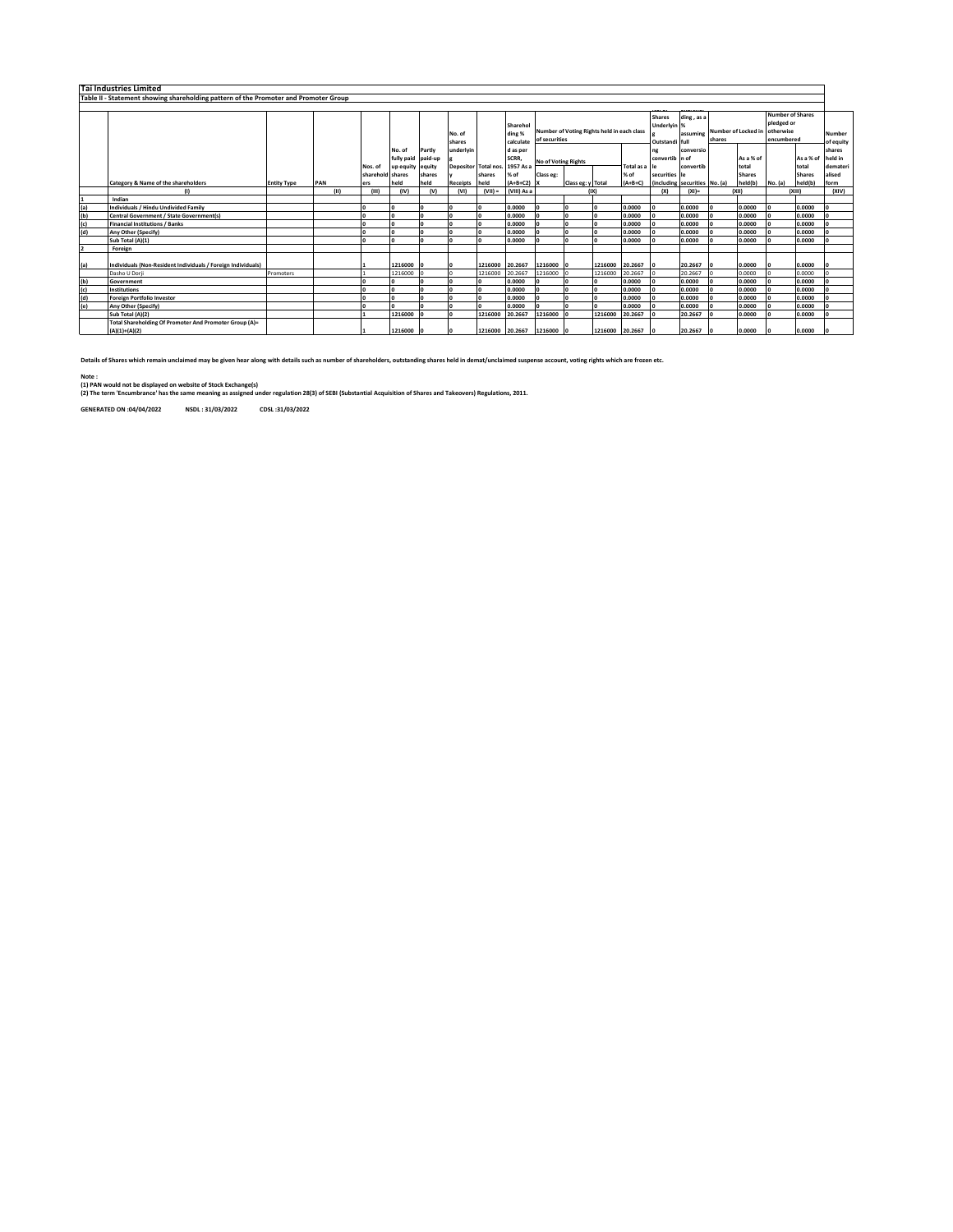**Tai Industries Limited**

**Table II - Statement showing shareholding pattern of the Promoter and Promoter Group**

| | Category & Name of the shareholders | Entity Type | PAN | Nos. of shareholders | No. of fully paid up equity shares held | Partly paid-up equity shares held | No. of shares underlying Depository Receipts | Total nos. shares held | Shareholding % calculated as per SCRR, 1957 As a % of (A+B+C2) | Number of Voting Rights held in each class of securities | | | | Shares Underlying Outstanding convertible securities (including | Shareholding , as a % assuming full conversion of convertible securities | Number of Locked in shares | | Number of Shares pledged or otherwise encumbered | | Number of equity shares held in dematerialised form |
|---|---|---|---|---|---|---|---|---|---|---|---|---|---|---|---|---|---|---|---|---|
| | | | | | | | | | | No of Voting Rights | | | Total as a % of (A+B+C) | | | No. (a) | As a % of total Shares held(b) | No. (a) | As a % of total Shares held(b) | |
| | | | | | | | | | | Class eg: X | Class eg: y | Total | | | | | | | | |
| | (I) | | (II) | (III) | (IV) | (V) | (VI) | (VII) = | (VIII) As a | (IX) | | | | (X) | (XI)= | (XII) | | (XIII) | | (XIV) |
| 1 | Indian | | | | | | | | | | | | | | | | | | | |
| (a) | Individuals / Hindu Undivided Family | | | 0 | 0 | 0 | 0 | 0 | 0.0000 | 0 | 0 | 0 | 0.0000 | 0 | 0.0000 | 0 | 0.0000 | 0 | 0.0000 | 0 |
| (b) | Central Government / State Government(s) | | | 0 | 0 | 0 | 0 | 0 | 0.0000 | 0 | 0 | 0 | 0.0000 | 0 | 0.0000 | 0 | 0.0000 | 0 | 0.0000 | 0 |
| (c) | Financial Institutions / Banks | | | 0 | 0 | 0 | 0 | 0 | 0.0000 | 0 | 0 | 0 | 0.0000 | 0 | 0.0000 | 0 | 0.0000 | 0 | 0.0000 | 0 |
| (d) | Any Other (Specify) | | | 0 | 0 | 0 | 0 | 0 | 0.0000 | 0 | 0 | 0 | 0.0000 | 0 | 0.0000 | 0 | 0.0000 | 0 | 0.0000 | 0 |
| | Sub Total (A)(1) | | | 0 | 0 | 0 | 0 | 0 | 0.0000 | 0 | 0 | 0 | 0.0000 | 0 | 0.0000 | 0 | 0.0000 | 0 | 0.0000 | 0 |
| 2 | Foreign | | | | | | | | | | | | | | | | | | | |
| (a) | Individuals (Non-Resident Individuals / Foreign Individuals) | | | 1 | 1216000 | 0 | 0 | 1216000 | 20.2667 | 1216000 | 0 | 1216000 | 20.2667 | 0 | 20.2667 | 0 | 0.0000 | 0 | 0.0000 | 0 |
| | Dasho U Dorji | Promoters | | 1 | 1216000 | 0 | 0 | 1216000 | 20.2667 | 1216000 | 0 | 1216000 | 20.2667 | 0 | 20.2667 | 0 | 0.0000 | 0 | 0.0000 | 0 |
| (b) | Government | | | 0 | 0 | 0 | 0 | 0 | 0.0000 | 0 | 0 | 0 | 0.0000 | 0 | 0.0000 | 0 | 0.0000 | 0 | 0.0000 | 0 |
| (c) | Institutions | | | 0 | 0 | 0 | 0 | 0 | 0.0000 | 0 | 0 | 0 | 0.0000 | 0 | 0.0000 | 0 | 0.0000 | 0 | 0.0000 | 0 |
| (d) | Foreign Portfolio Investor | | | 0 | 0 | 0 | 0 | 0 | 0.0000 | 0 | 0 | 0 | 0.0000 | 0 | 0.0000 | 0 | 0.0000 | 0 | 0.0000 | 0 |
| (e) | Any Other (Specify) | | | 0 | 0 | 0 | 0 | 0 | 0.0000 | 0 | 0 | 0 | 0.0000 | 0 | 0.0000 | 0 | 0.0000 | 0 | 0.0000 | 0 |
| | Sub Total (A)(2) | | | 1 | 1216000 | 0 | 0 | 1216000 | 20.2667 | 1216000 | 0 | 1216000 | 20.2667 | 0 | 20.2667 | 0 | 0.0000 | 0 | 0.0000 | 0 |
| | Total Shareholding Of Promoter And Promoter Group (A)= (A)(1)+(A)(2) | | | 1 | 1216000 | 0 | 0 | 1216000 | 20.2667 | 1216000 | 0 | 1216000 | 20.2667 | 0 | 20.2667 | 0 | 0.0000 | 0 | 0.0000 | 0 |

**Details of Shares which remain unclaimed may be given hear along with details such as number of shareholders, outstanding shares held in demat/unclaimed suspense account, voting rights which are frozen etc.**

**Note :**
**(1) PAN would not be displayed on website of Stock Exchange(s)**
**(2) The term 'Encumbrance' has the same meaning as assigned under regulation 28(3) of SEBI (Substantial Acquisition of Shares and Takeovers) Regulations, 2011.**

**GENERATED ON :04/04/2022 NSDL : 31/03/2022 CDSL :31/03/2022**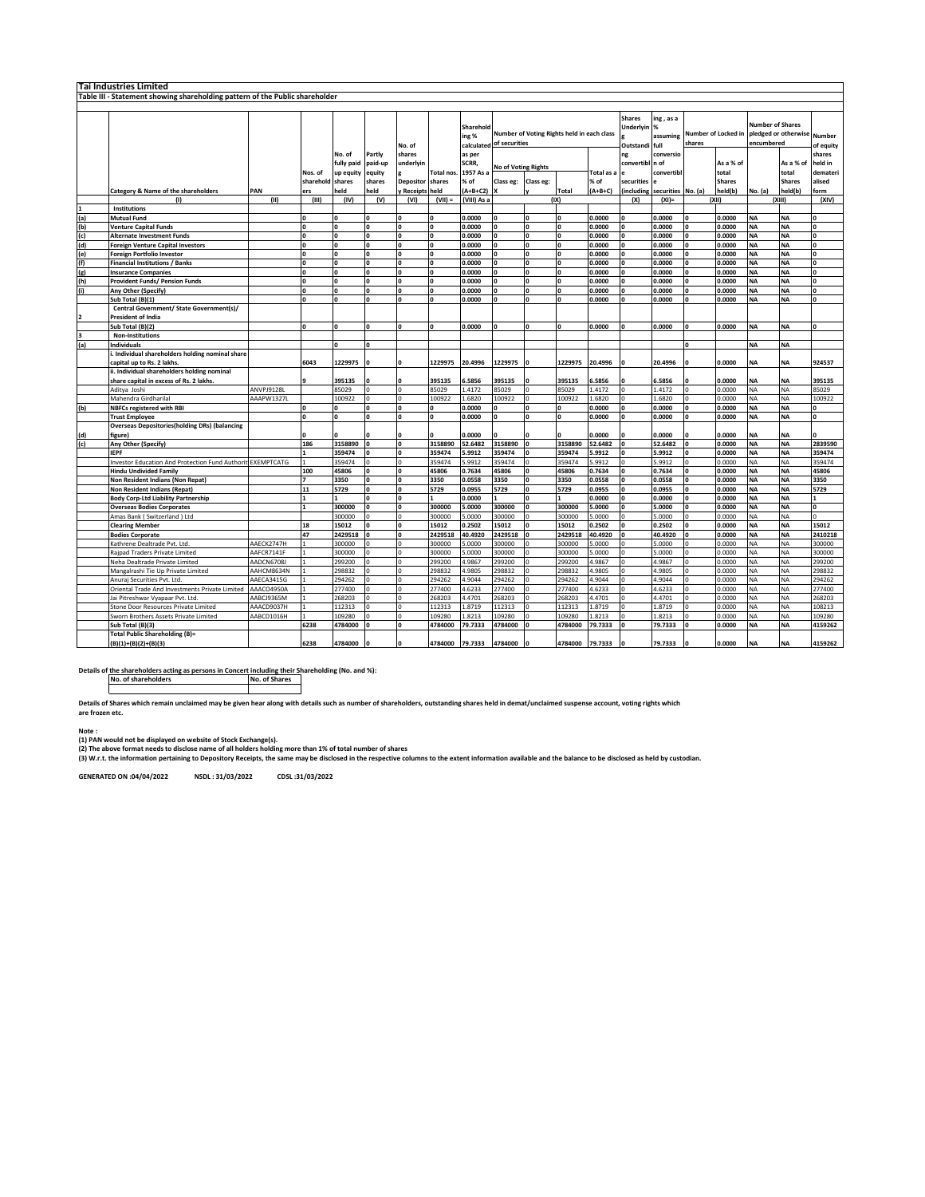## Tai Industries Limited

### Table III - Statement showing shareholding pattern of the Public shareholder

| | Category & Name of the shareholders | PAN | Nos. of shareholders | No. of fully paid up equity shares held | Partly paid-up equity shares held | No. of shares underlying Depository Receipts | Total nos. shares held | Shareholding % calculated as per SCRR, 1957 As a % of (A+B+C2) | Number of Voting Rights held in each class of securities | | | | No. of Shares Underlying Outstanding convertible securities (including Warrants) | Shareholding, as a % assuming full conversion of convertible securities | Number of Locked in shares | | Number of Shares pledged or otherwise encumbered | | Number of equity shares held in dematerialised form |
|---|---|---|---|---|---|---|---|---|---|---|---|---|---|---|---|---|---|---|---|
| | | | | | | | | | No of Voting Rights | | | Total as a % of (A+B+C) | | | No. (a) | As a % of total Shares held(b) | No. (a) | As a % of total Shares held(b) | |
| | | | | | | | | | Class eg: X | Class eg: y | Total | | | | | | | | |
| | (I) | (II) | (III) | (IV) | (V) | (VI) | (VII) = | (VIII) As a | (IX) | | | | (X) | (XI)= | (XII) | | (XIII) | | (XIV) |
| 1 | Institutions | | | | | | | | | | | | | | | | | | |
| (a) | Mutual Fund | | 0 | 0 | 0 | 0 | 0 | 0.0000 | 0 | 0 | 0 | 0.0000 | 0 | 0.0000 | 0 | 0.0000 | NA | NA | 0 |
| (b) | Venture Capital Funds | | 0 | 0 | 0 | 0 | 0 | 0.0000 | 0 | 0 | 0 | 0.0000 | 0 | 0.0000 | 0 | 0.0000 | NA | NA | 0 |
| (c) | Alternate Investment Funds | | 0 | 0 | 0 | 0 | 0 | 0.0000 | 0 | 0 | 0 | 0.0000 | 0 | 0.0000 | 0 | 0.0000 | NA | NA | 0 |
| (d) | Foreign Venture Capital Investors | | 0 | 0 | 0 | 0 | 0 | 0.0000 | 0 | 0 | 0 | 0.0000 | 0 | 0.0000 | 0 | 0.0000 | NA | NA | 0 |
| (e) | Foreign Portfolio Investor | | 0 | 0 | 0 | 0 | 0 | 0.0000 | 0 | 0 | 0 | 0.0000 | 0 | 0.0000 | 0 | 0.0000 | NA | NA | 0 |
| (f) | Financial Institutions / Banks | | 0 | 0 | 0 | 0 | 0 | 0.0000 | 0 | 0 | 0 | 0.0000 | 0 | 0.0000 | 0 | 0.0000 | NA | NA | 0 |
| (g) | Insurance Companies | | 0 | 0 | 0 | 0 | 0 | 0.0000 | 0 | 0 | 0 | 0.0000 | 0 | 0.0000 | 0 | 0.0000 | NA | NA | 0 |
| (h) | Provident Funds/ Pension Funds | | 0 | 0 | 0 | 0 | 0 | 0.0000 | 0 | 0 | 0 | 0.0000 | 0 | 0.0000 | 0 | 0.0000 | NA | NA | 0 |
| (i) | Any Other (Specify) | | 0 | 0 | 0 | 0 | 0 | 0.0000 | 0 | 0 | 0 | 0.0000 | 0 | 0.0000 | 0 | 0.0000 | NA | NA | 0 |
| | Sub Total (B)(1) | | 0 | 0 | 0 | 0 | 0 | 0.0000 | 0 | 0 | 0 | 0.0000 | 0 | 0.0000 | 0 | 0.0000 | NA | NA | 0 |
| 2 | Central Government/ State Government(s)/ President of India | | | | | | | | | | | | | | | | | | |
| | Sub Total (B)(2) | | 0 | 0 | 0 | 0 | 0 | 0.0000 | 0 | 0 | 0 | 0.0000 | 0 | 0.0000 | 0 | 0.0000 | NA | NA | 0 |
| 3 | Non-Institutions | | | | | | | | | | | | | | | | | | |
| (a) | Individuals | | | 0 | 0 | | | | | | | | | | 0 | | NA | NA | |
| | i. Individual shareholders holding nominal share capital up to Rs. 2 lakhs. | | 6043 | 1229975 | 0 | 0 | 1229975 | 20.4996 | 1229975 | 0 | 1229975 | 20.4996 | 0 | 20.4996 | 0 | 0.0000 | NA | NA | 924537 |
| | ii. Individual shareholders holding nominal share capital in excess of Rs. 2 lakhs. | | 9 | 395135 | 0 | 0 | 395135 | 6.5856 | 395135 | 0 | 395135 | 6.5856 | 0 | 6.5856 | 0 | 0.0000 | NA | NA | 395135 |
| | Aditya Joshi | ANVPJ9128L | 1 | 85029 | 0 | 0 | 85029 | 1.4172 | 85029 | 0 | 85029 | 1.4172 | 0 | 1.4172 | 0 | 0.0000 | NA | NA | 85029 |
| | Mahendra Girdharilal | AAAPW1327L | 1 | 100922 | 0 | 0 | 100922 | 1.6820 | 100922 | 0 | 100922 | 1.6820 | 0 | 1.6820 | 0 | 0.0000 | NA | NA | 100922 |
| (b) | NBFCs registered with RBI | | 0 | 0 | 0 | 0 | 0 | 0.0000 | 0 | 0 | 0 | 0.0000 | 0 | 0.0000 | 0 | 0.0000 | NA | NA | 0 |
| | Trust Employee | | 0 | 0 | 0 | 0 | 0 | 0.0000 | 0 | 0 | 0 | 0.0000 | 0 | 0.0000 | 0 | 0.0000 | NA | NA | 0 |
| (d) | Overseas Depositories(holding DRs) (balancing figure) | | 0 | 0 | 0 | 0 | 0 | 0.0000 | 0 | 0 | 0 | 0.0000 | 0 | 0.0000 | 0 | 0.0000 | NA | NA | 0 |
| (c) | Any Other (Specify) | | 186 | 3158890 | 0 | 0 | 3158890 | 52.6482 | 3158890 | 0 | 3158890 | 52.6482 | 0 | 52.6482 | 0 | 0.0000 | NA | NA | 2839590 |
| | IEPF | | 1 | 359474 | 0 | 0 | 359474 | 5.9912 | 359474 | 0 | 359474 | 5.9912 | 0 | 5.9912 | 0 | 0.0000 | NA | NA | 359474 |
| | Investor Education And Protection Fund Authority | EXEMPTCATG | 1 | 359474 | 0 | 0 | 359474 | 5.9912 | 359474 | 0 | 359474 | 5.9912 | 0 | 5.9912 | 0 | 0.0000 | NA | NA | 359474 |
| | Hindu Undivided Family | | 100 | 45806 | 0 | 0 | 45806 | 0.7634 | 45806 | 0 | 45806 | 0.7634 | 0 | 0.7634 | 0 | 0.0000 | NA | NA | 45806 |
| | Non Resident Indians (Non Repat) | | 7 | 3350 | 0 | 0 | 3350 | 0.0558 | 3350 | 0 | 3350 | 0.0558 | 0 | 0.0558 | 0 | 0.0000 | NA | NA | 3350 |
| | Non Resident Indians (Repat) | | 11 | 5729 | 0 | 0 | 5729 | 0.0955 | 5729 | 0 | 5729 | 0.0955 | 0 | 0.0955 | 0 | 0.0000 | NA | NA | 5729 |
| | Body Corp-Ltd Liability Partnership | | 1 | 1 | 0 | 0 | 1 | 0.0000 | 1 | 0 | 1 | 0.0000 | 0 | 0.0000 | 0 | 0.0000 | NA | NA | 1 |
| | Overseas Bodies Corporates | | 1 | 300000 | 0 | 0 | 300000 | 5.0000 | 300000 | 0 | 300000 | 5.0000 | 0 | 5.0000 | 0 | 0.0000 | NA | NA | 0 |
| | Amas Bank ( Switzerland ) Ltd | | 1 | 300000 | 0 | 0 | 300000 | 5.0000 | 300000 | 0 | 300000 | 5.0000 | 0 | 5.0000 | 0 | 0.0000 | NA | NA | 0 |
| | Clearing Member | | 18 | 15012 | 0 | 0 | 15012 | 0.2502 | 15012 | 0 | 15012 | 0.2502 | 0 | 0.2502 | 0 | 0.0000 | NA | NA | 15012 |
| | Bodies Corporate | | 47 | 2429518 | 0 | 0 | 2429518 | 40.4920 | 2429518 | 0 | 2429518 | 40.4920 | 0 | 40.4920 | 0 | 0.0000 | NA | NA | 2410218 |
| | Kathrene Dealtrade Pvt. Ltd. | AAECK2747H | 1 | 300000 | 0 | 0 | 300000 | 5.0000 | 300000 | 0 | 300000 | 5.0000 | 0 | 5.0000 | 0 | 0.0000 | NA | NA | 300000 |
| | Rajpad Traders Private Limited | AAFCR7141F | 1 | 300000 | 0 | 0 | 300000 | 5.0000 | 300000 | 0 | 300000 | 5.0000 | 0 | 5.0000 | 0 | 0.0000 | NA | NA | 300000 |
| | Neha Dealtrade Private Limited | AADCN6708J | 1 | 299200 | 0 | 0 | 299200 | 4.9867 | 299200 | 0 | 299200 | 4.9867 | 0 | 4.9867 | 0 | 0.0000 | NA | NA | 299200 |
| | Mangalrashi Tie Up Private Limited | AAHCM8634N | 1 | 298832 | 0 | 0 | 298832 | 4.9805 | 298832 | 0 | 298832 | 4.9805 | 0 | 4.9805 | 0 | 0.0000 | NA | NA | 298832 |
| | Anuraj Securities Pvt. Ltd. | AAECA3415G | 1 | 294262 | 0 | 0 | 294262 | 4.9044 | 294262 | 0 | 294262 | 4.9044 | 0 | 4.9044 | 0 | 0.0000 | NA | NA | 294262 |
| | Oriental Trade And Investments Private Limited | AAACO4950A | 1 | 277400 | 0 | 0 | 277400 | 4.6233 | 277400 | 0 | 277400 | 4.6233 | 0 | 4.6233 | 0 | 0.0000 | NA | NA | 277400 |
| | Jai Pitreshwar Vyapaar Pvt. Ltd. | AABCJ9365M | 1 | 268203 | 0 | 0 | 268203 | 4.4701 | 268203 | 0 | 268203 | 4.4701 | 0 | 4.4701 | 0 | 0.0000 | NA | NA | 268203 |
| | Stone Door Resources Private Limited | AAACD9037H | 1 | 112313 | 0 | 0 | 112313 | 1.8719 | 112313 | 0 | 112313 | 1.8719 | 0 | 1.8719 | 0 | 0.0000 | NA | NA | 108213 |
| | Sworn Brothers Assets Private Limited | AABCD1016H | 1 | 109280 | 0 | 0 | 109280 | 1.8213 | 109280 | 0 | 109280 | 1.8213 | 0 | 1.8213 | 0 | 0.0000 | NA | NA | 109280 |
| | Sub Total (B)(3) | | 6238 | 4784000 | 0 | 0 | 4784000 | 79.7333 | 4784000 | 0 | 4784000 | 79.7333 | 0 | 79.7333 | 0 | 0.0000 | NA | NA | 4159262 |
| | Total Public Shareholding (B)= (B)(1)+(B)(2)+(B)(3) | | 6238 | 4784000 | 0 | 0 | 4784000 | 79.7333 | 4784000 | 0 | 4784000 | 79.7333 | 0 | 79.7333 | 0 | 0.0000 | NA | NA | 4159262 |

**Details of the shareholders acting as persons in Concert including their Shareholding (No. and %):**

| No. of shareholders | No. of Shares |
|---|---|
| | |

**Details of Shares which remain unclaimed may be given hear along with details such as number of shareholders, outstanding shares held in demat/unclaimed suspense account, voting rights which are frozen etc.**

**Note :**
**(1) PAN would not be displayed on website of Stock Exchange(s).**
**(2) The above format needs to disclose name of all holders holding more than 1% of total number of shares**
**(3) W.r.t. the information pertaining to Depository Receipts, the same may be disclosed in the respective columns to the extent information available and the balance to be disclosed as held by custodian.**

**GENERATED ON :04/04/2022 NSDL : 31/03/2022 CDSL :31/03/2022**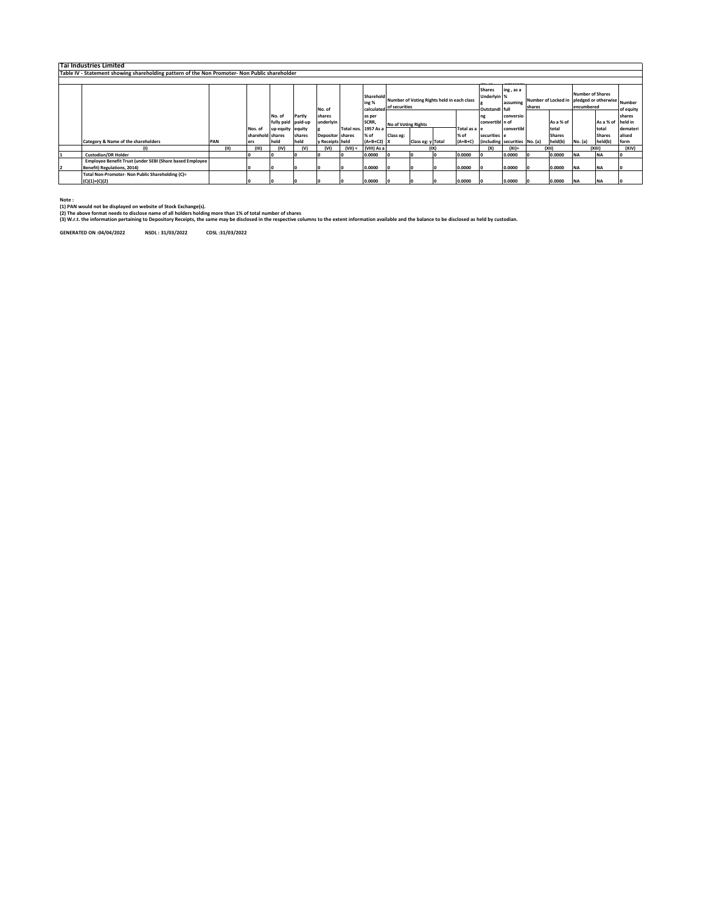# Tai Industries Limited

## Table IV - Statement showing shareholding pattern of the Non Promoter- Non Public shareholder

| | Category & Name of the shareholders | PAN | Nos. of shareholders | No. of fully paid up equity shares held | Partly paid-up equity shares held | No. of shares underlying Depository Receipts | Total nos. shares held | Shareholding % calculated as per SCRR, 1957 As a % of (A+B+C2) | Number of Voting Rights held in each class of securities | | | | No. of Shares Underlying Outstanding convertible securities (including | Shareholding, as a % assuming full conversion of convertible securities | Number of Locked in shares | | Number of Shares pledged or otherwise encumbered | | Number of equity shares held in dematerialised form |
|---|---|---|---|---|---|---|---|---|---|---|---|---|---|---|---|---|---|---|---|
| | | | | | | | | | No of Voting Rights | | | Total as a % of (A+B+C) | | | No. (a) | As a % of total Shares held(b) | No. (a) | As a % of total Shares held(b) | |
| | | | | | | | | | Class eg: X | Class eg: y | Total | | | | | | | | |
| | (I) | (II) | (III) | (IV) | (V) | (VI) | (VII) = | (VIII) As a | (IX) | | | | (X) | (XI)= | (XII) | | (XIII) | | (XIV) |
| 1 | Custodian/DR Holder | | 0 | 0 | 0 | 0 | 0 | 0.0000 | 0 | 0 | 0 | 0.0000 | 0 | 0.0000 | 0 | 0.0000 | NA | NA | 0 |
| 2 | Employee Benefit Trust (under SEBI (Share based Employee Benefit) Regulations, 2014) | | 0 | 0 | 0 | 0 | 0 | 0.0000 | 0 | 0 | 0 | 0.0000 | 0 | 0.0000 | 0 | 0.0000 | NA | NA | 0 |
| | Total Non-Promoter- Non Public Shareholding (C)= (C)(1)+(C)(2) | | 0 | 0 | 0 | 0 | 0 | 0.0000 | 0 | 0 | 0 | 0.0000 | 0 | 0.0000 | 0 | 0.0000 | NA | NA | 0 |

**Note :**

**(1) PAN would not be displayed on website of Stock Exchange(s).**

**(2) The above format needs to disclose name of all holders holding more than 1% of total number of shares**

**(3) W.r.t. the information pertaining to Depository Receipts, the same may be disclosed in the respective columns to the extent information available and the balance to be disclosed as held by custodian.**

**GENERATED ON :04/04/2022 NSDL : 31/03/2022 CDSL :31/03/2022**